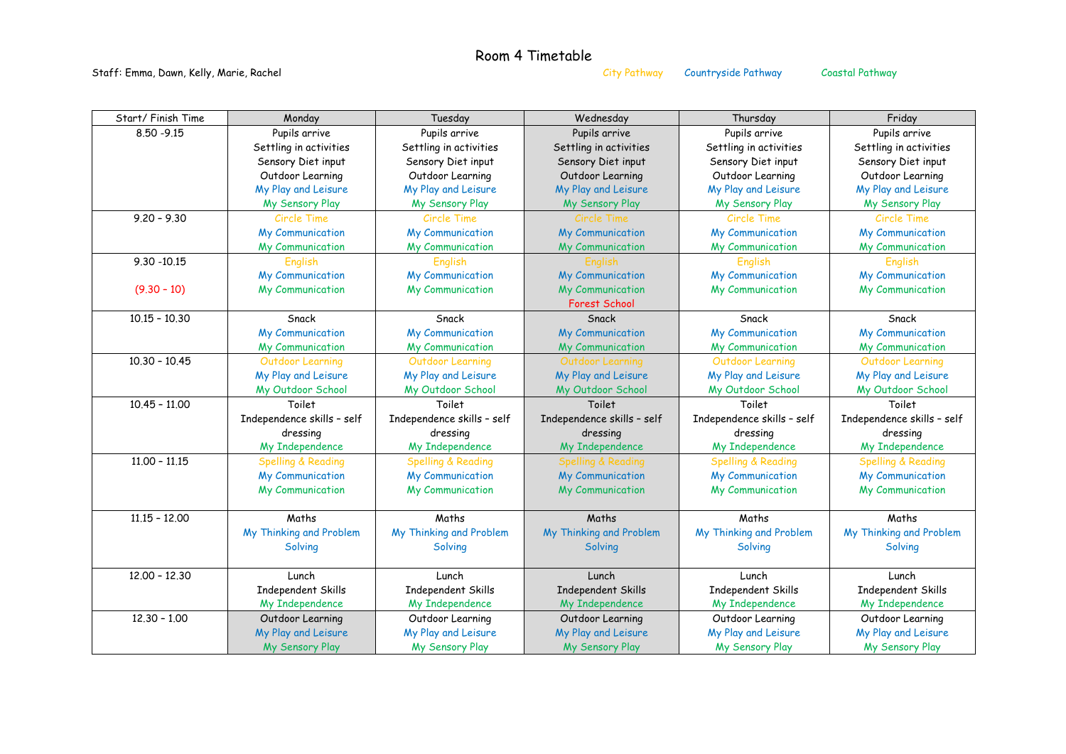# Room 4 Timetable

Staff: Emma, Dawn, Kelly, Marie, Rachel

City Pathway Countryside Pathway Coastal Pathway

| Start/ Finish Time | Monday | Tuesday | Wednesday | Thursday | Friday |
|---|---|---|---|---|---|
| 8.50 -9.15 | Pupils arrive<br>Settling in activities<br>Sensory Diet input<br>Outdoor Learning<br>My Play and Leisure<br>My Sensory Play | Pupils arrive<br>Settling in activities<br>Sensory Diet input<br>Outdoor Learning<br>My Play and Leisure<br>My Sensory Play | Pupils arrive<br>Settling in activities<br>Sensory Diet input<br>Outdoor Learning<br>My Play and Leisure<br>My Sensory Play | Pupils arrive<br>Settling in activities<br>Sensory Diet input<br>Outdoor Learning<br>My Play and Leisure<br>My Sensory Play | Pupils arrive<br>Settling in activities<br>Sensory Diet input<br>Outdoor Learning<br>My Play and Leisure<br>My Sensory Play |
| 9.20 – 9.30 | Circle Time<br>My Communication<br>My Communication | Circle Time<br>My Communication<br>My Communication | Circle Time<br>My Communication<br>My Communication | Circle Time<br>My Communication<br>My Communication | Circle Time<br>My Communication<br>My Communication |
| 9.30 -10.15<br><br>(9.30 – 10) | English<br>My Communication<br>My Communication | English<br>My Communication<br>My Communication | English<br>My Communication<br>My Communication<br>Forest School | English<br>My Communication<br>My Communication | English<br>My Communication<br>My Communication |
| 10.15 – 10.30 | Snack<br>My Communication<br>My Communication | Snack<br>My Communication<br>My Communication | Snack<br>My Communication<br>My Communication | Snack<br>My Communication<br>My Communication | Snack<br>My Communication<br>My Communication |
| 10.30 – 10.45 | Outdoor Learning<br>My Play and Leisure<br>My Outdoor School | Outdoor Learning<br>My Play and Leisure<br>My Outdoor School | Outdoor Learning<br>My Play and Leisure<br>My Outdoor School | Outdoor Learning<br>My Play and Leisure<br>My Outdoor School | Outdoor Learning<br>My Play and Leisure<br>My Outdoor School |
| 10.45 – 11.00 | Toilet<br>Independence skills – self dressing<br>My Independence | Toilet<br>Independence skills – self dressing<br>My Independence | Toilet<br>Independence skills – self dressing<br>My Independence | Toilet<br>Independence skills – self dressing<br>My Independence | Toilet<br>Independence skills – self dressing<br>My Independence |
| 11.00 – 11.15 | Spelling & Reading<br>My Communication<br>My Communication | Spelling & Reading<br>My Communication<br>My Communication | Spelling & Reading<br>My Communication<br>My Communication | Spelling & Reading<br>My Communication<br>My Communication | Spelling & Reading<br>My Communication<br>My Communication |
| 11.15 – 12.00 | Maths<br>My Thinking and Problem Solving | Maths<br>My Thinking and Problem Solving | Maths<br>My Thinking and Problem Solving | Maths<br>My Thinking and Problem Solving | Maths<br>My Thinking and Problem Solving |
| 12.00 – 12.30 | Lunch<br>Independent Skills<br>My Independence | Lunch<br>Independent Skills<br>My Independence | Lunch<br>Independent Skills<br>My Independence | Lunch<br>Independent Skills<br>My Independence | Lunch<br>Independent Skills<br>My Independence |
| 12.30 – 1.00 | Outdoor Learning<br>My Play and Leisure<br>My Sensory Play | Outdoor Learning<br>My Play and Leisure<br>My Sensory Play | Outdoor Learning<br>My Play and Leisure<br>My Sensory Play | Outdoor Learning<br>My Play and Leisure<br>My Sensory Play | Outdoor Learning<br>My Play and Leisure<br>My Sensory Play |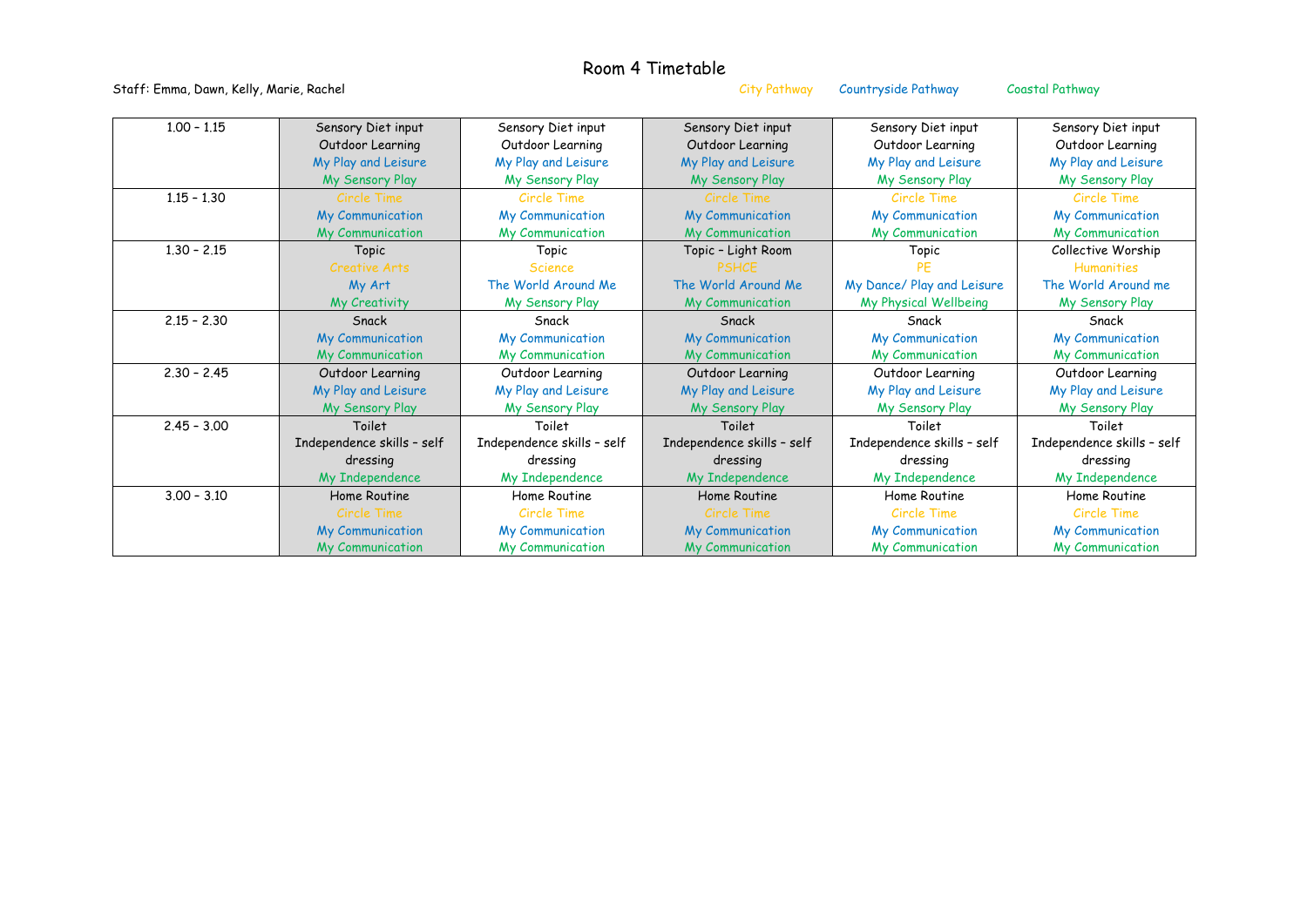# Room 4 Timetable

Staff: Emma, Dawn, Kelly, Marie, Rachel

City Pathway Countryside Pathway Coastal Pathway

| | | | | | |
|---|---|---|---|---|---|
| 1.00 – 1.15 | Sensory Diet input<br>Outdoor Learning<br>My Play and Leisure<br>My Sensory Play | Sensory Diet input<br>Outdoor Learning<br>My Play and Leisure<br>My Sensory Play | Sensory Diet input<br>Outdoor Learning<br>My Play and Leisure<br>My Sensory Play | Sensory Diet input<br>Outdoor Learning<br>My Play and Leisure<br>My Sensory Play | Sensory Diet input<br>Outdoor Learning<br>My Play and Leisure<br>My Sensory Play |
| 1.15 – 1.30 | Circle Time<br>My Communication<br>My Communication | Circle Time<br>My Communication<br>My Communication | Circle Time<br>My Communication<br>My Communication | Circle Time<br>My Communication<br>My Communication | Circle Time<br>My Communication<br>My Communication |
| 1.30 – 2.15 | Topic<br>Creative Arts<br>My Art<br>My Creativity | Topic<br>Science<br>The World Around Me<br>My Sensory Play | Topic – Light Room<br>PSHCE<br>The World Around Me<br>My Communication | Topic<br>PE<br>My Dance/ Play and Leisure<br>My Physical Wellbeing | Collective Worship<br>Humanities<br>The World Around me<br>My Sensory Play |
| 2.15 – 2.30 | Snack<br>My Communication<br>My Communication | Snack<br>My Communication<br>My Communication | Snack<br>My Communication<br>My Communication | Snack<br>My Communication<br>My Communication | Snack<br>My Communication<br>My Communication |
| 2.30 – 2.45 | Outdoor Learning<br>My Play and Leisure<br>My Sensory Play | Outdoor Learning<br>My Play and Leisure<br>My Sensory Play | Outdoor Learning<br>My Play and Leisure<br>My Sensory Play | Outdoor Learning<br>My Play and Leisure<br>My Sensory Play | Outdoor Learning<br>My Play and Leisure<br>My Sensory Play |
| 2.45 – 3.00 | Toilet<br>Independence skills – self dressing<br>My Independence | Toilet<br>Independence skills – self dressing<br>My Independence | Toilet<br>Independence skills – self dressing<br>My Independence | Toilet<br>Independence skills – self dressing<br>My Independence | Toilet<br>Independence skills – self dressing<br>My Independence |
| 3.00 – 3.10 | Home Routine<br>Circle Time<br>My Communication<br>My Communication | Home Routine<br>Circle Time<br>My Communication<br>My Communication | Home Routine<br>Circle Time<br>My Communication<br>My Communication | Home Routine<br>Circle Time<br>My Communication<br>My Communication | Home Routine<br>Circle Time<br>My Communication<br>My Communication |